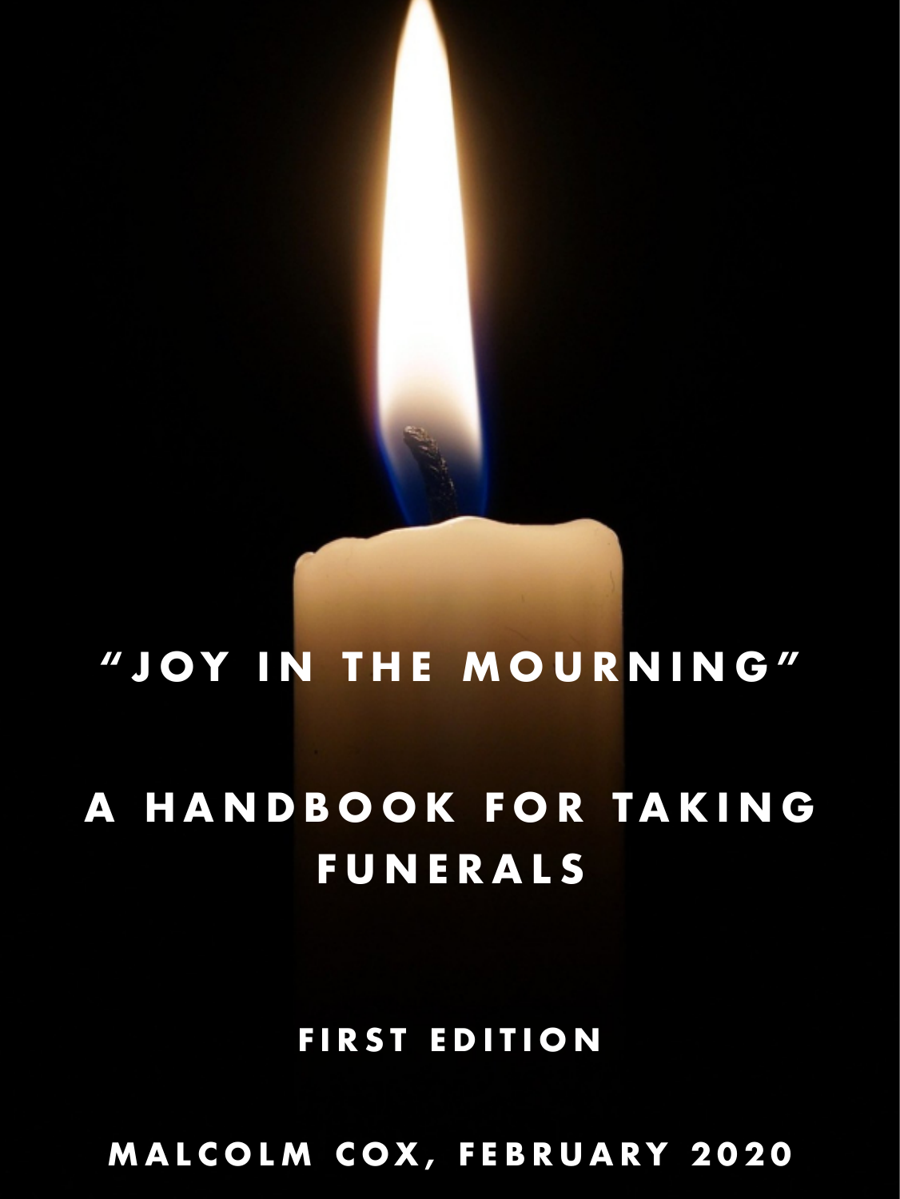# "JOY IN THE MOURNING"

## A HANDBOOK FOR TAKING FUNERALS

**FIRST EDITION**

**MALCOLM COX, FEBRUARY 2020**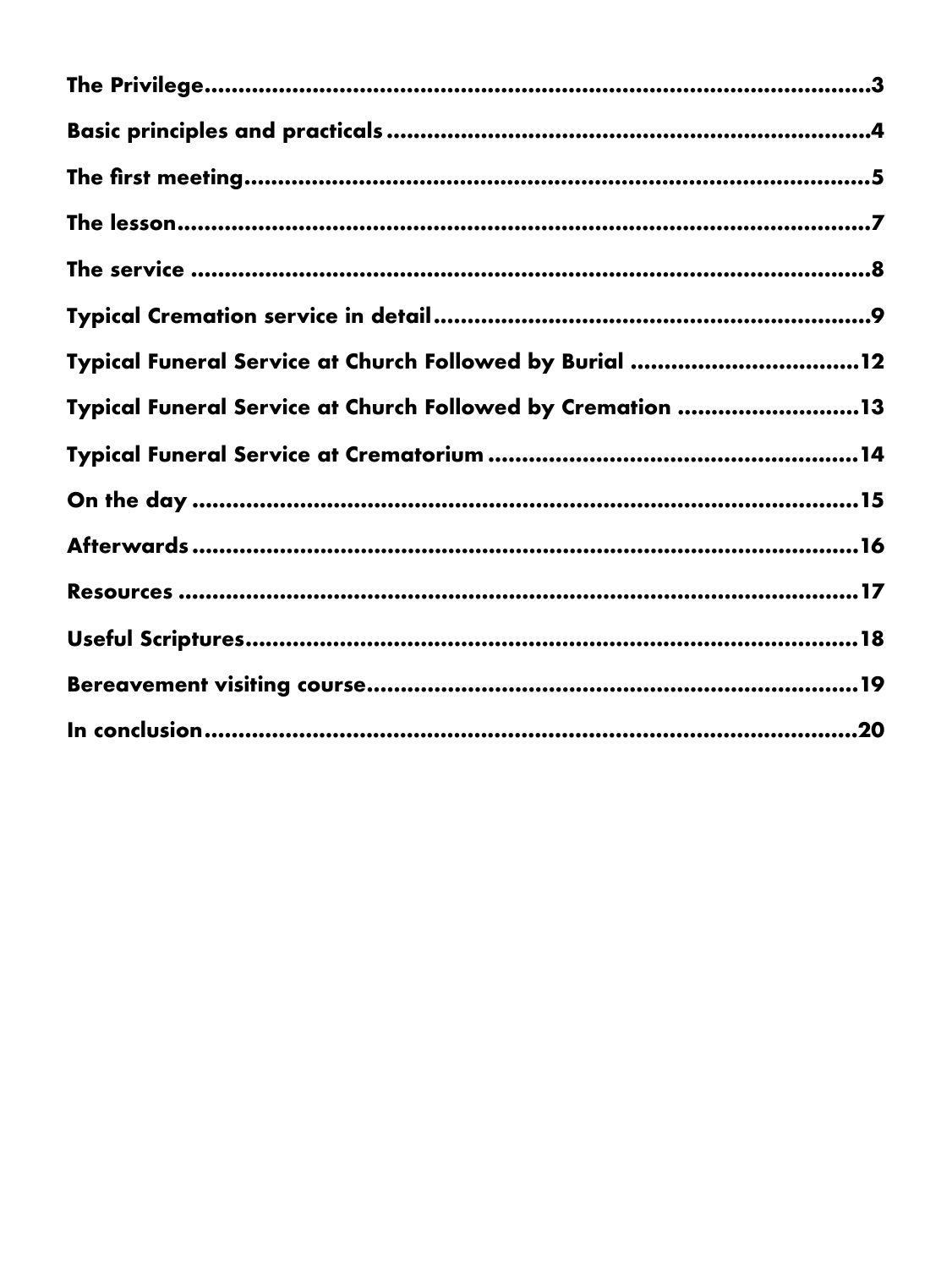**The Privilege**......................................................................................3

**Basic principles and practicals**..................................................................4

**The first meeting**......................................................................................5

**The lesson**..............................................................................................7

**The service**.............................................................................................8

**Typical Cremation service in detail**..........................................................9

**Typical Funeral Service at Church Followed by Burial**..............................12

**Typical Funeral Service at Church Followed by Cremation**........................13

**Typical Funeral Service at Crematorium**....................................................14

**On the day**..............................................................................................15

**Afterwards**..............................................................................................16

**Resources**...............................................................................................17

**Useful Scriptures**.....................................................................................18

**Bereavement visiting course**.....................................................................19

**In conclusion**...........................................................................................20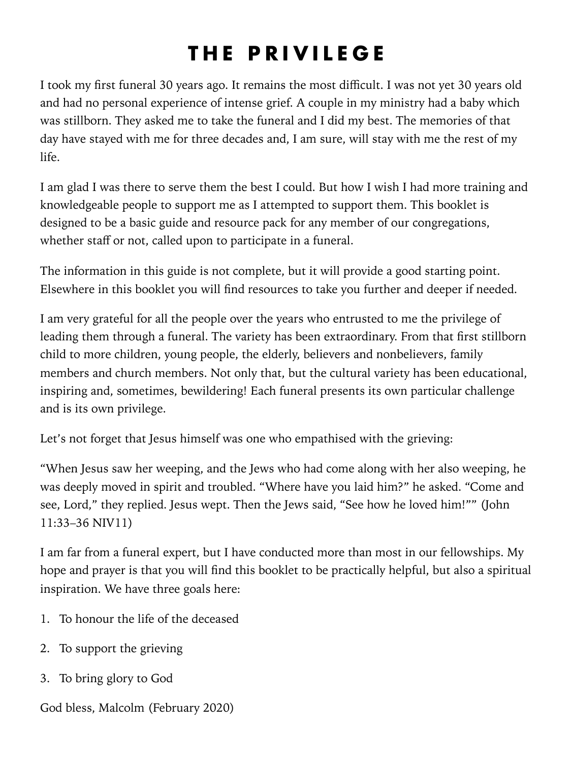# THE PRIVILEGE

I took my first funeral 30 years ago. It remains the most difficult. I was not yet 30 years old and had no personal experience of intense grief. A couple in my ministry had a baby which was stillborn. They asked me to take the funeral and I did my best. The memories of that day have stayed with me for three decades and, I am sure, will stay with me the rest of my life.

I am glad I was there to serve them the best I could. But how I wish I had more training and knowledgeable people to support me as I attempted to support them. This booklet is designed to be a basic guide and resource pack for any member of our congregations, whether staff or not, called upon to participate in a funeral.

The information in this guide is not complete, but it will provide a good starting point. Elsewhere in this booklet you will find resources to take you further and deeper if needed.

I am very grateful for all the people over the years who entrusted to me the privilege of leading them through a funeral. The variety has been extraordinary. From that first stillborn child to more children, young people, the elderly, believers and nonbelievers, family members and church members. Not only that, but the cultural variety has been educational, inspiring and, sometimes, bewildering! Each funeral presents its own particular challenge and is its own privilege.

Let's not forget that Jesus himself was one who empathised with the grieving:

"When Jesus saw her weeping, and the Jews who had come along with her also weeping, he was deeply moved in spirit and troubled. "Where have you laid him?" he asked. "Come and see, Lord," they replied. Jesus wept. Then the Jews said, "See how he loved him!"" (John 11:33–36 NIV11)

I am far from a funeral expert, but I have conducted more than most in our fellowships. My hope and prayer is that you will find this booklet to be practically helpful, but also a spiritual inspiration. We have three goals here:

1. To honour the life of the deceased
2. To support the grieving
3. To bring glory to God

God bless, Malcolm (February 2020)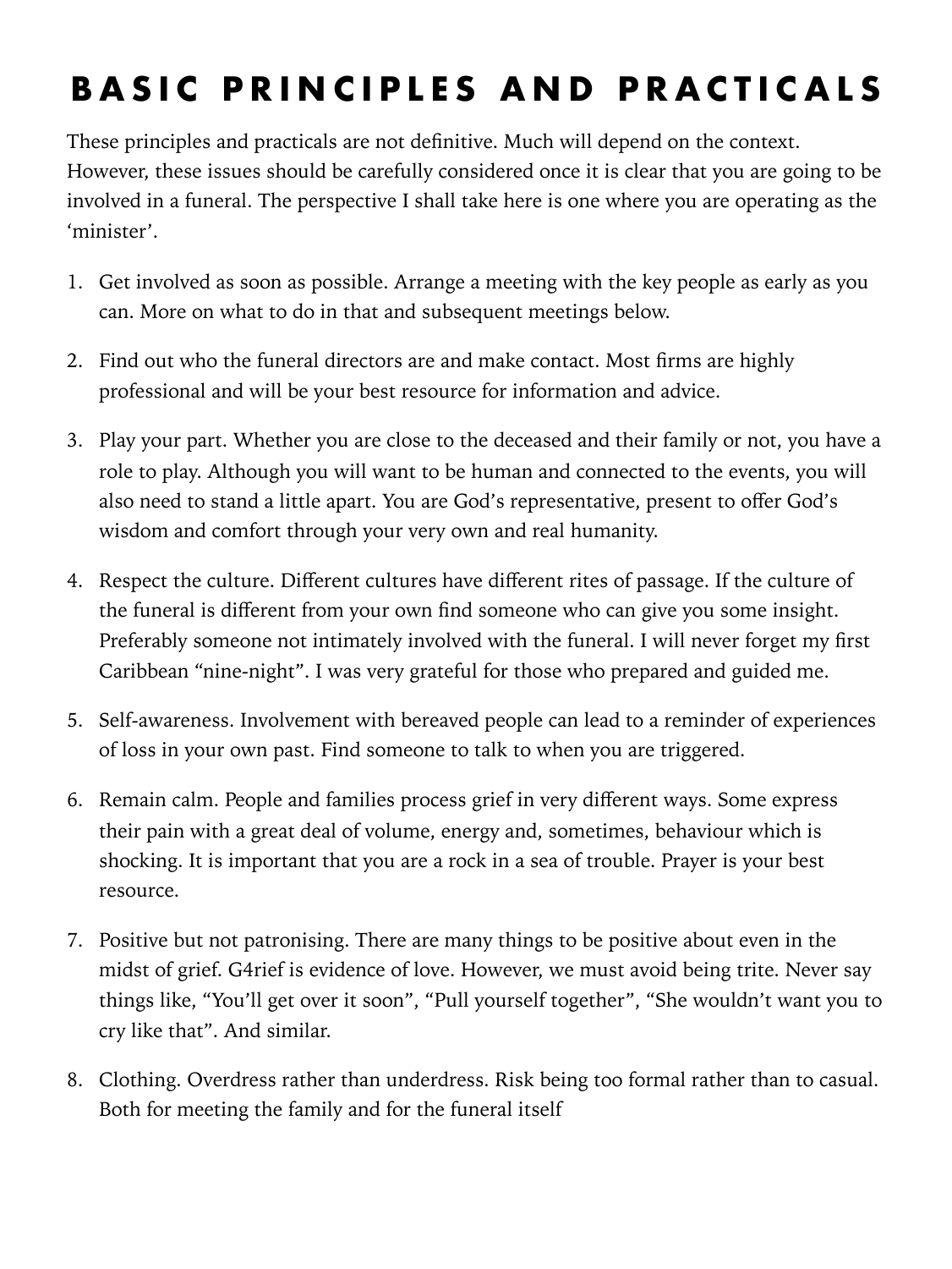# BASIC PRINCIPLES AND PRACTICALS

These principles and practicals are not definitive. Much will depend on the context. However, these issues should be carefully considered once it is clear that you are going to be involved in a funeral. The perspective I shall take here is one where you are operating as the 'minister'.

1. Get involved as soon as possible. Arrange a meeting with the key people as early as you can. More on what to do in that and subsequent meetings below.

2. Find out who the funeral directors are and make contact. Most firms are highly professional and will be your best resource for information and advice.

3. Play your part. Whether you are close to the deceased and their family or not, you have a role to play. Although you will want to be human and connected to the events, you will also need to stand a little apart. You are God's representative, present to offer God's wisdom and comfort through your very own and real humanity.

4. Respect the culture. Different cultures have different rites of passage. If the culture of the funeral is different from your own find someone who can give you some insight. Preferably someone not intimately involved with the funeral. I will never forget my first Caribbean "nine-night". I was very grateful for those who prepared and guided me.

5. Self-awareness. Involvement with bereaved people can lead to a reminder of experiences of loss in your own past. Find someone to talk to when you are triggered.

6. Remain calm. People and families process grief in very different ways. Some express their pain with a great deal of volume, energy and, sometimes, behaviour which is shocking. It is important that you are a rock in a sea of trouble. Prayer is your best resource.

7. Positive but not patronising. There are many things to be positive about even in the midst of grief. G4rief is evidence of love. However, we must avoid being trite. Never say things like, "You'll get over it soon", "Pull yourself together", "She wouldn't want you to cry like that". And similar.

8. Clothing. Overdress rather than underdress. Risk being too formal rather than to casual. Both for meeting the family and for the funeral itself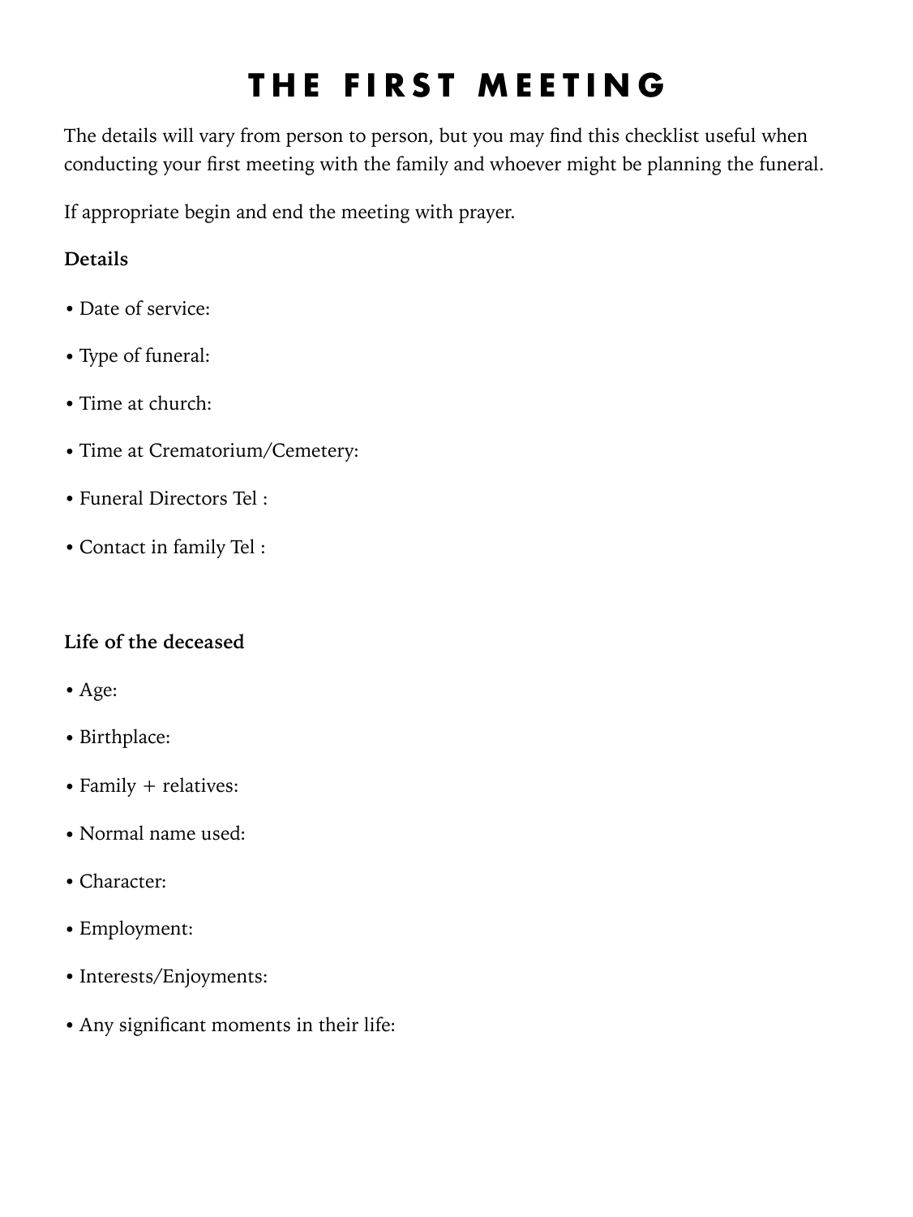# THE FIRST MEETING

The details will vary from person to person, but you may find this checklist useful when conducting your first meeting with the family and whoever might be planning the funeral.

If appropriate begin and end the meeting with prayer.

**Details**

- Date of service:
- Type of funeral:
- Time at church:
- Time at Crematorium/Cemetery:
- Funeral Directors Tel :
- Contact in family Tel :

**Life of the deceased**

- Age:
- Birthplace:
- Family + relatives:
- Normal name used:
- Character:
- Employment:
- Interests/Enjoyments:
- Any significant moments in their life: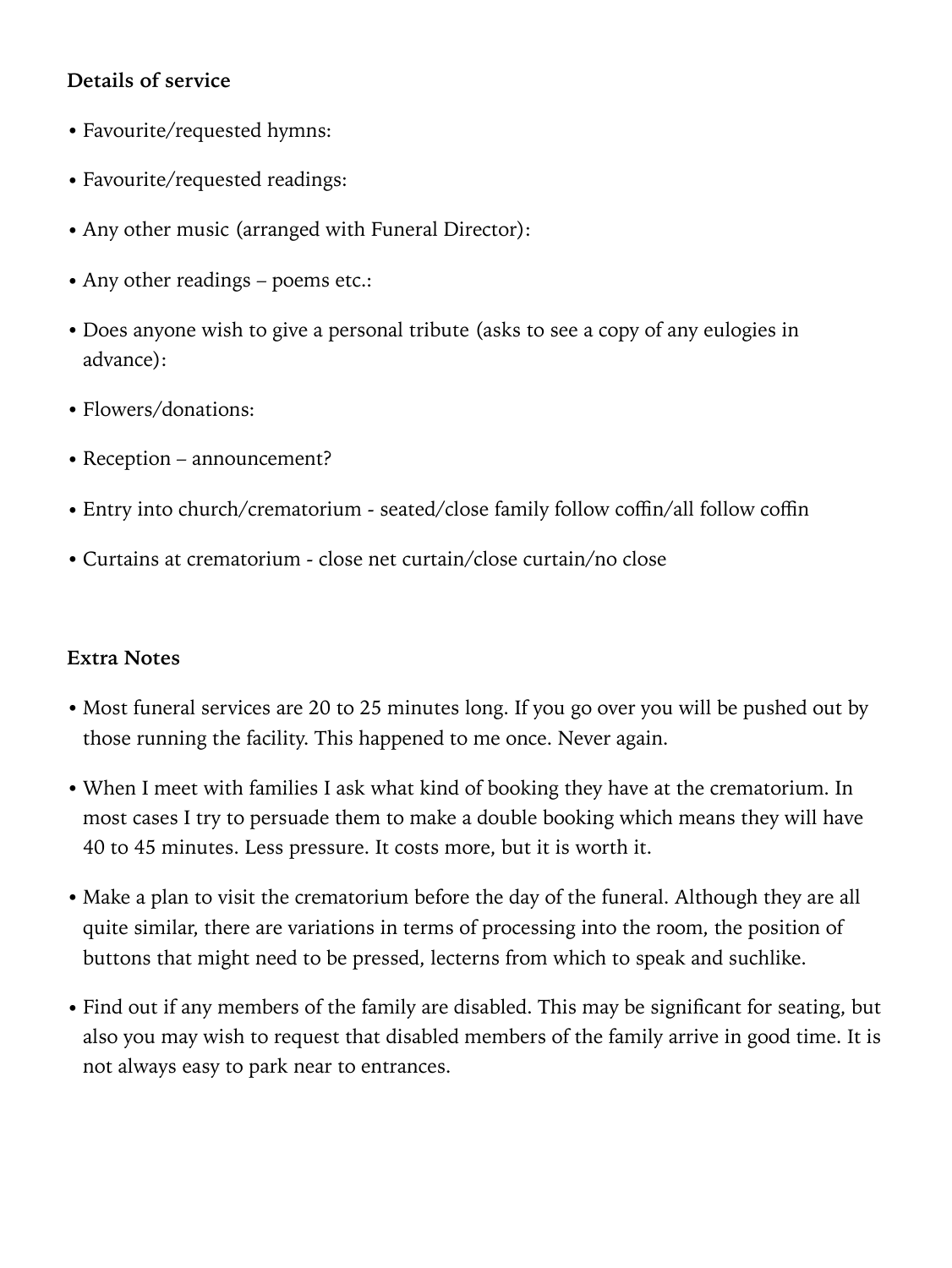**Details of service**

- Favourite/requested hymns:
- Favourite/requested readings:
- Any other music (arranged with Funeral Director):
- Any other readings – poems etc.:
- Does anyone wish to give a personal tribute (asks to see a copy of any eulogies in advance):
- Flowers/donations:
- Reception – announcement?
- Entry into church/crematorium - seated/close family follow coffin/all follow coffin
- Curtains at crematorium - close net curtain/close curtain/no close

**Extra Notes**

- Most funeral services are 20 to 25 minutes long. If you go over you will be pushed out by those running the facility. This happened to me once. Never again.
- When I meet with families I ask what kind of booking they have at the crematorium. In most cases I try to persuade them to make a double booking which means they will have 40 to 45 minutes. Less pressure. It costs more, but it is worth it.
- Make a plan to visit the crematorium before the day of the funeral. Although they are all quite similar, there are variations in terms of processing into the room, the position of buttons that might need to be pressed, lecterns from which to speak and suchlike.
- Find out if any members of the family are disabled. This may be significant for seating, but also you may wish to request that disabled members of the family arrive in good time. It is not always easy to park near to entrances.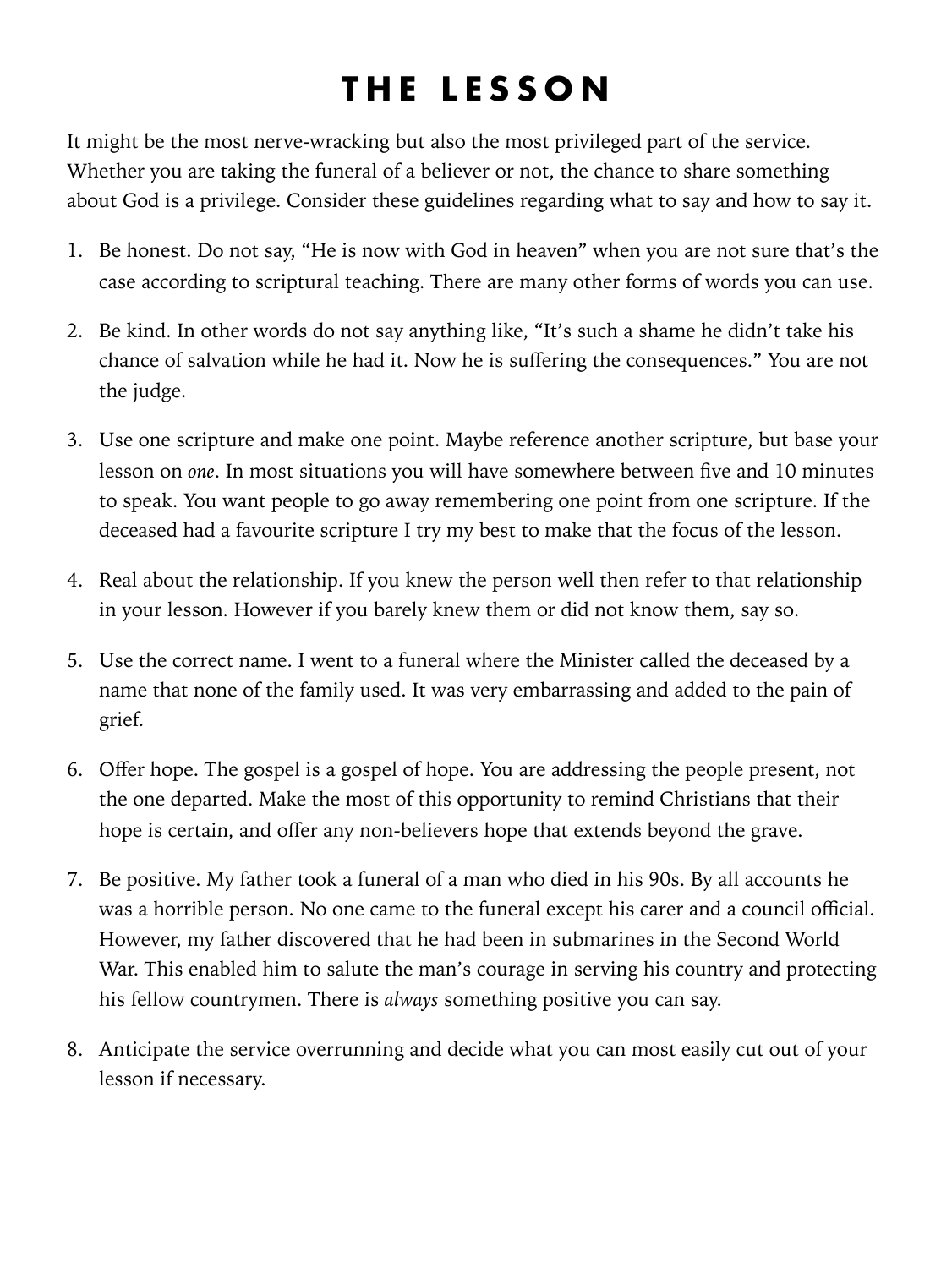# THE LESSON

It might be the most nerve-wracking but also the most privileged part of the service. Whether you are taking the funeral of a believer or not, the chance to share something about God is a privilege. Consider these guidelines regarding what to say and how to say it.

1. Be honest. Do not say, "He is now with God in heaven" when you are not sure that's the case according to scriptural teaching. There are many other forms of words you can use.
2. Be kind. In other words do not say anything like, "It's such a shame he didn't take his chance of salvation while he had it. Now he is suffering the consequences." You are not the judge.
3. Use one scripture and make one point. Maybe reference another scripture, but base your lesson on *one*. In most situations you will have somewhere between five and 10 minutes to speak. You want people to go away remembering one point from one scripture. If the deceased had a favourite scripture I try my best to make that the focus of the lesson.
4. Real about the relationship. If you knew the person well then refer to that relationship in your lesson. However if you barely knew them or did not know them, say so.
5. Use the correct name. I went to a funeral where the Minister called the deceased by a name that none of the family used. It was very embarrassing and added to the pain of grief.
6. Offer hope. The gospel is a gospel of hope. You are addressing the people present, not the one departed. Make the most of this opportunity to remind Christians that their hope is certain, and offer any non-believers hope that extends beyond the grave.
7. Be positive. My father took a funeral of a man who died in his 90s. By all accounts he was a horrible person. No one came to the funeral except his carer and a council official. However, my father discovered that he had been in submarines in the Second World War. This enabled him to salute the man's courage in serving his country and protecting his fellow countrymen. There is *always* something positive you can say.
8. Anticipate the service overrunning and decide what you can most easily cut out of your lesson if necessary.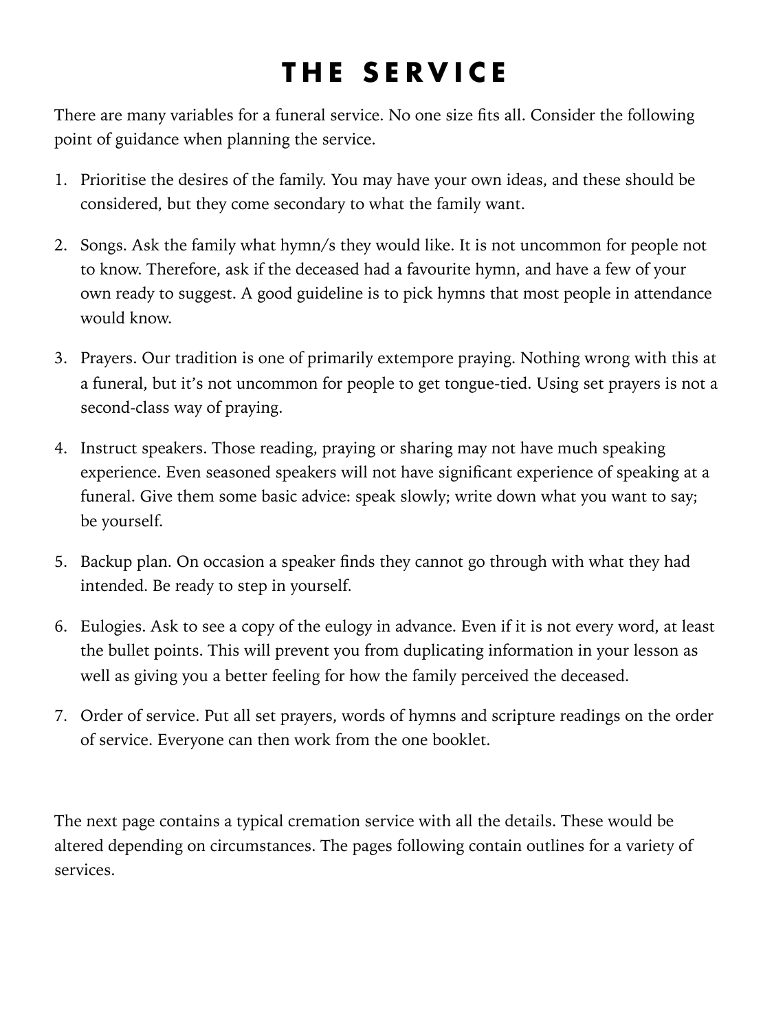# THE SERVICE

There are many variables for a funeral service. No one size fits all. Consider the following point of guidance when planning the service.

1. Prioritise the desires of the family. You may have your own ideas, and these should be considered, but they come secondary to what the family want.

2. Songs. Ask the family what hymn/s they would like. It is not uncommon for people not to know. Therefore, ask if the deceased had a favourite hymn, and have a few of your own ready to suggest. A good guideline is to pick hymns that most people in attendance would know.

3. Prayers. Our tradition is one of primarily extempore praying. Nothing wrong with this at a funeral, but it's not uncommon for people to get tongue-tied. Using set prayers is not a second-class way of praying.

4. Instruct speakers. Those reading, praying or sharing may not have much speaking experience. Even seasoned speakers will not have significant experience of speaking at a funeral. Give them some basic advice: speak slowly; write down what you want to say; be yourself.

5. Backup plan. On occasion a speaker finds they cannot go through with what they had intended. Be ready to step in yourself.

6. Eulogies. Ask to see a copy of the eulogy in advance. Even if it is not every word, at least the bullet points. This will prevent you from duplicating information in your lesson as well as giving you a better feeling for how the family perceived the deceased.

7. Order of service. Put all set prayers, words of hymns and scripture readings on the order of service. Everyone can then work from the one booklet.

The next page contains a typical cremation service with all the details. These would be altered depending on circumstances. The pages following contain outlines for a variety of services.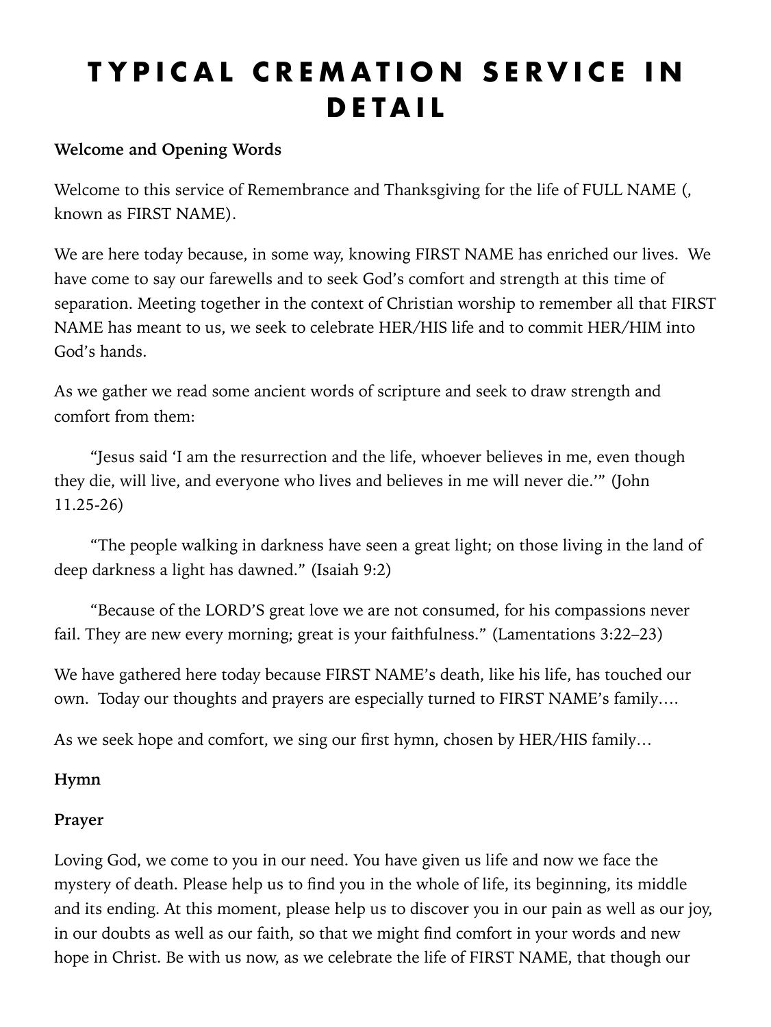# TYPICAL CREMATION SERVICE IN DETAIL

**Welcome and Opening Words**

Welcome to this service of Remembrance and Thanksgiving for the life of FULL NAME (, known as FIRST NAME).

We are here today because, in some way, knowing FIRST NAME has enriched our lives. We have come to say our farewells and to seek God's comfort and strength at this time of separation. Meeting together in the context of Christian worship to remember all that FIRST NAME has meant to us, we seek to celebrate HER/HIS life and to commit HER/HIM into God's hands.

As we gather we read some ancient words of scripture and seek to draw strength and comfort from them:

"Jesus said 'I am the resurrection and the life, whoever believes in me, even though they die, will live, and everyone who lives and believes in me will never die.'" (John 11.25-26)

"The people walking in darkness have seen a great light; on those living in the land of deep darkness a light has dawned." (Isaiah 9:2)

"Because of the LORD'S great love we are not consumed, for his compassions never fail. They are new every morning; great is your faithfulness." (Lamentations 3:22–23)

We have gathered here today because FIRST NAME's death, like his life, has touched our own. Today our thoughts and prayers are especially turned to FIRST NAME's family….

As we seek hope and comfort, we sing our first hymn, chosen by HER/HIS family…

**Hymn**

**Prayer**

Loving God, we come to you in our need. You have given us life and now we face the mystery of death. Please help us to find you in the whole of life, its beginning, its middle and its ending. At this moment, please help us to discover you in our pain as well as our joy, in our doubts as well as our faith, so that we might find comfort in your words and new hope in Christ. Be with us now, as we celebrate the life of FIRST NAME, that though our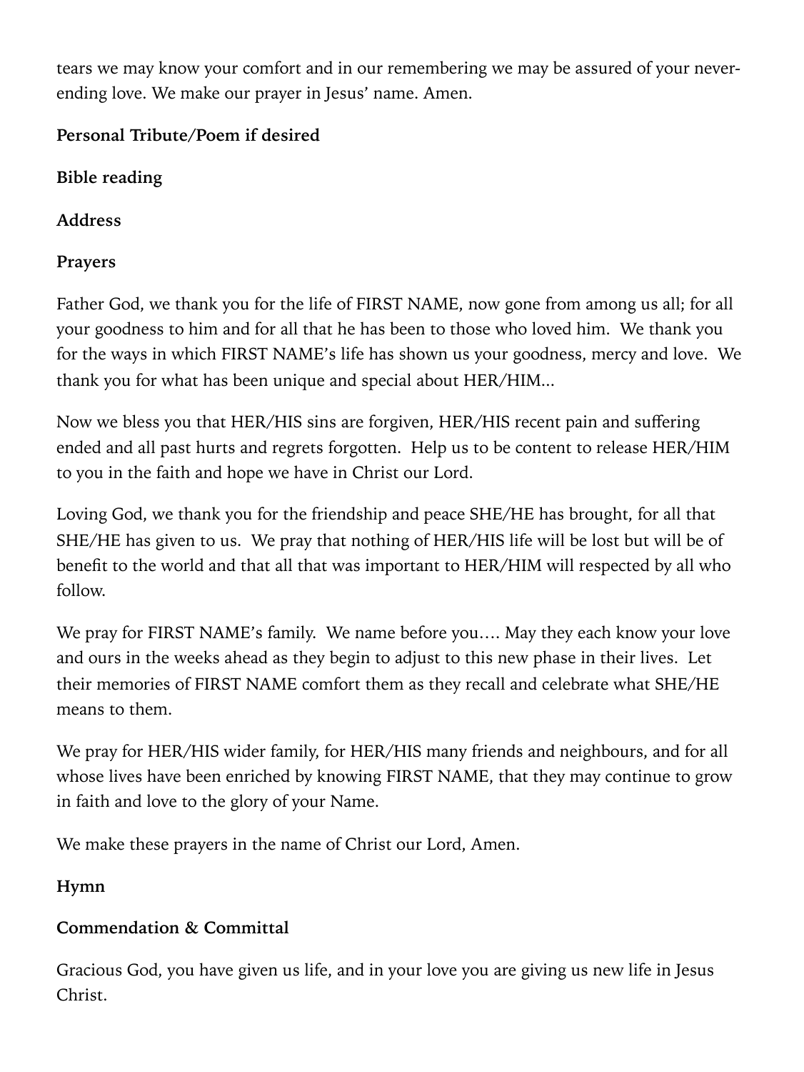tears we may know your comfort and in our remembering we may be assured of your never-ending love. We make our prayer in Jesus' name. Amen.

**Personal Tribute/Poem if desired**

**Bible reading**

**Address**

**Prayers**

Father God, we thank you for the life of FIRST NAME, now gone from among us all; for all your goodness to him and for all that he has been to those who loved him. We thank you for the ways in which FIRST NAME's life has shown us your goodness, mercy and love. We thank you for what has been unique and special about HER/HIM...

Now we bless you that HER/HIS sins are forgiven, HER/HIS recent pain and suffering ended and all past hurts and regrets forgotten. Help us to be content to release HER/HIM to you in the faith and hope we have in Christ our Lord.

Loving God, we thank you for the friendship and peace SHE/HE has brought, for all that SHE/HE has given to us. We pray that nothing of HER/HIS life will be lost but will be of benefit to the world and that all that was important to HER/HIM will respected by all who follow.

We pray for FIRST NAME's family. We name before you…. May they each know your love and ours in the weeks ahead as they begin to adjust to this new phase in their lives. Let their memories of FIRST NAME comfort them as they recall and celebrate what SHE/HE means to them.

We pray for HER/HIS wider family, for HER/HIS many friends and neighbours, and for all whose lives have been enriched by knowing FIRST NAME, that they may continue to grow in faith and love to the glory of your Name.

We make these prayers in the name of Christ our Lord, Amen.

**Hymn**

**Commendation & Committal**

Gracious God, you have given us life, and in your love you are giving us new life in Jesus Christ.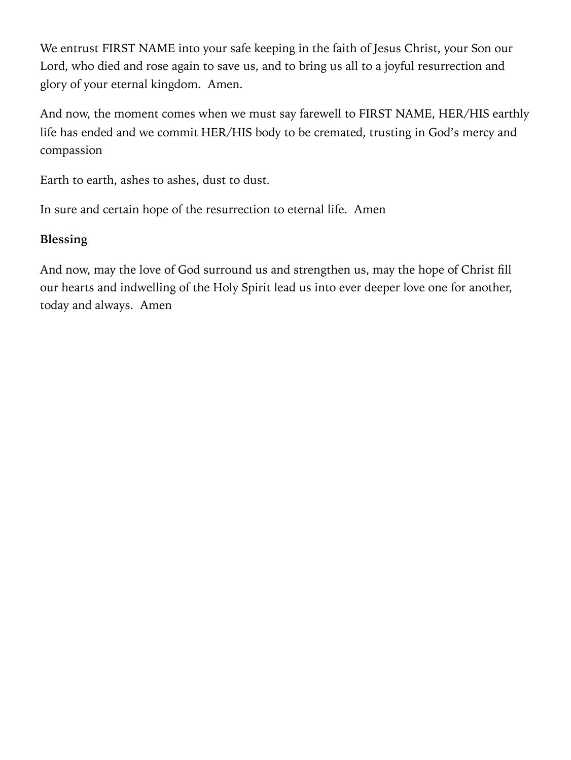We entrust FIRST NAME into your safe keeping in the faith of Jesus Christ, your Son our Lord, who died and rose again to save us, and to bring us all to a joyful resurrection and glory of your eternal kingdom.  Amen.

And now, the moment comes when we must say farewell to FIRST NAME, HER/HIS earthly life has ended and we commit HER/HIS body to be cremated, trusting in God's mercy and compassion

Earth to earth, ashes to ashes, dust to dust.

In sure and certain hope of the resurrection to eternal life.  Amen

**Blessing**

And now, may the love of God surround us and strengthen us, may the hope of Christ fill our hearts and indwelling of the Holy Spirit lead us into ever deeper love one for another, today and always.  Amen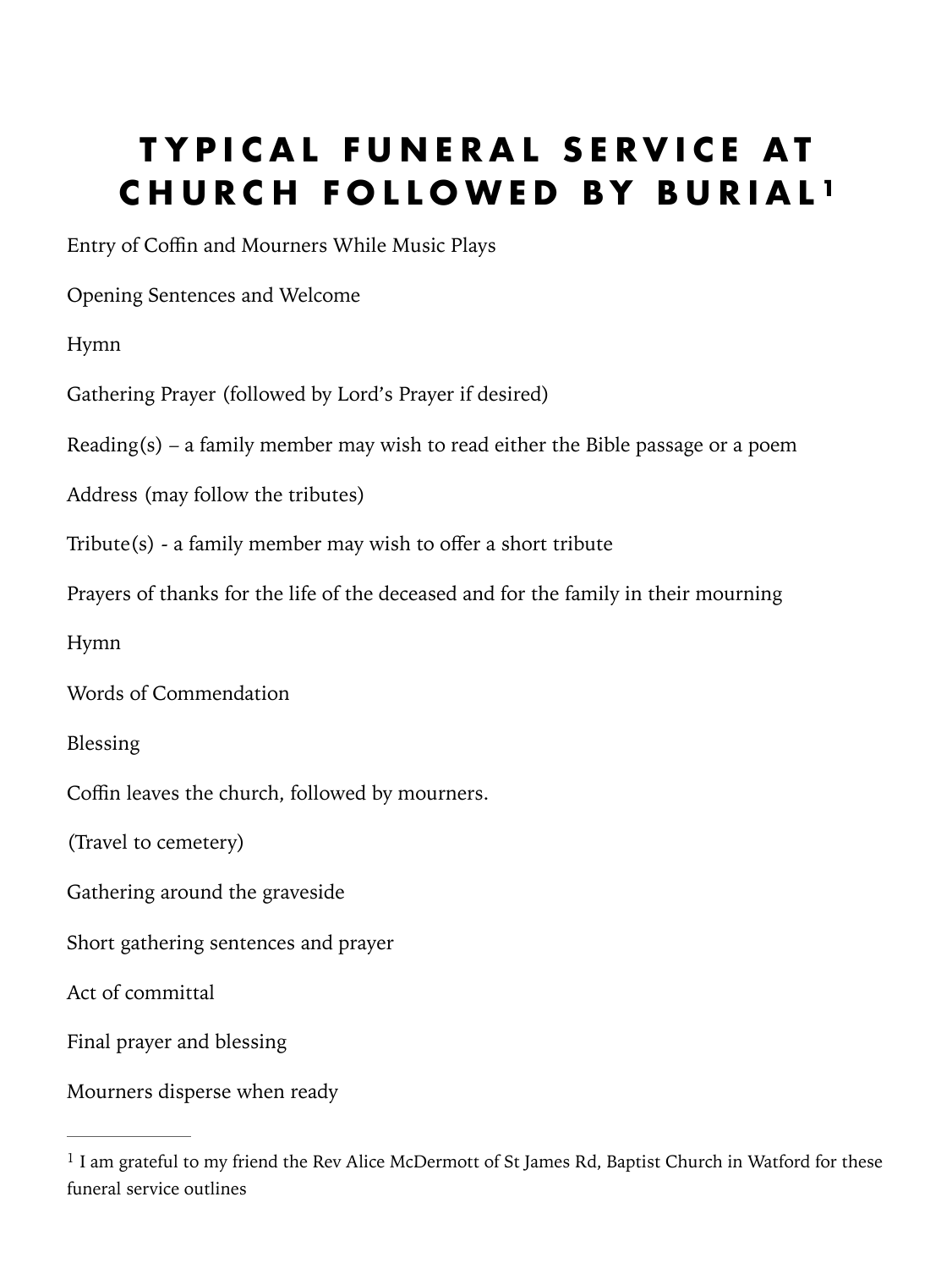# TYPICAL FUNERAL SERVICE AT CHURCH FOLLOWED BY BURIAL[1]

Entry of Coffin and Mourners While Music Plays

Opening Sentences and Welcome

Hymn

Gathering Prayer (followed by Lord's Prayer if desired)

Reading(s) – a family member may wish to read either the Bible passage or a poem

Address (may follow the tributes)

Tribute(s) - a family member may wish to offer a short tribute

Prayers of thanks for the life of the deceased and for the family in their mourning

Hymn

Words of Commendation

Blessing

Coffin leaves the church, followed by mourners.

(Travel to cemetery)

Gathering around the graveside

Short gathering sentences and prayer

Act of committal

Final prayer and blessing

Mourners disperse when ready

---

[1] I am grateful to my friend the Rev Alice McDermott of St James Rd, Baptist Church in Watford for these funeral service outlines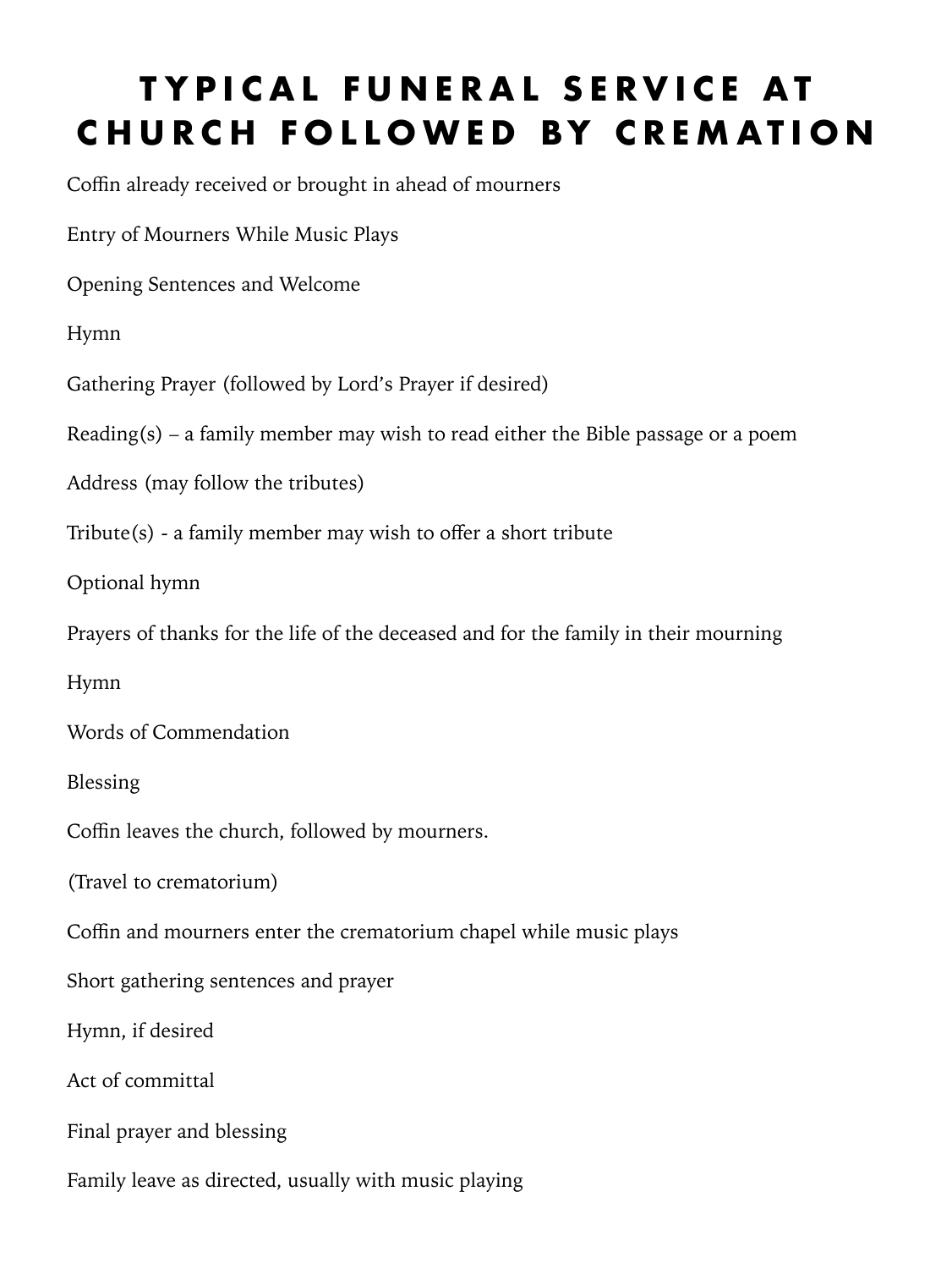# TYPICAL FUNERAL SERVICE AT CHURCH FOLLOWED BY CREMATION

Coffin already received or brought in ahead of mourners

Entry of Mourners While Music Plays

Opening Sentences and Welcome

Hymn

Gathering Prayer (followed by Lord's Prayer if desired)

Reading(s) – a family member may wish to read either the Bible passage or a poem

Address (may follow the tributes)

Tribute(s) - a family member may wish to offer a short tribute

Optional hymn

Prayers of thanks for the life of the deceased and for the family in their mourning

Hymn

Words of Commendation

Blessing

Coffin leaves the church, followed by mourners.

(Travel to crematorium)

Coffin and mourners enter the crematorium chapel while music plays

Short gathering sentences and prayer

Hymn, if desired

Act of committal

Final prayer and blessing

Family leave as directed, usually with music playing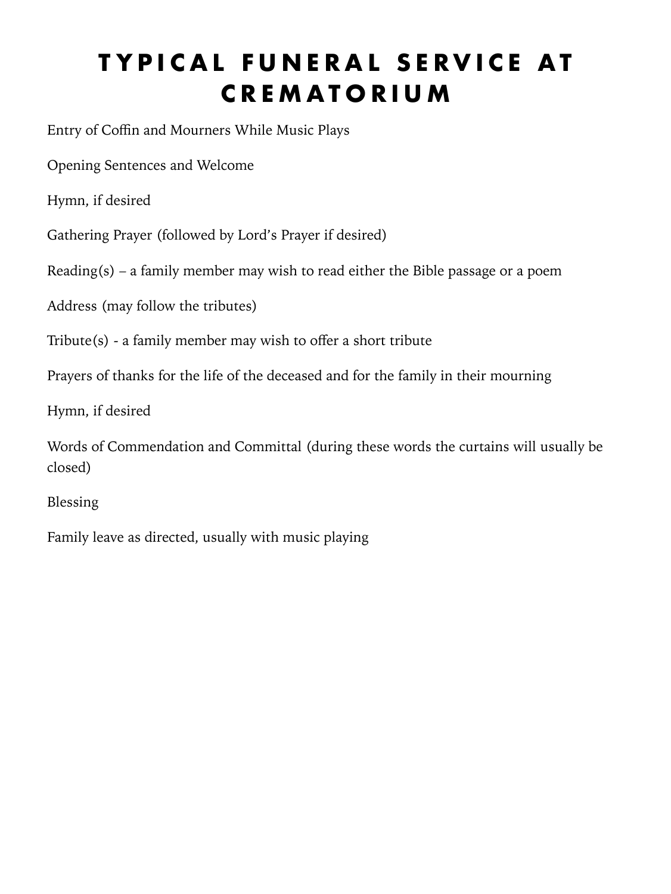# TYPICAL FUNERAL SERVICE AT CREMATORIUM

Entry of Coffin and Mourners While Music Plays

Opening Sentences and Welcome

Hymn, if desired

Gathering Prayer (followed by Lord's Prayer if desired)

Reading(s) – a family member may wish to read either the Bible passage or a poem

Address (may follow the tributes)

Tribute(s) - a family member may wish to offer a short tribute

Prayers of thanks for the life of the deceased and for the family in their mourning

Hymn, if desired

Words of Commendation and Committal (during these words the curtains will usually be closed)

Blessing

Family leave as directed, usually with music playing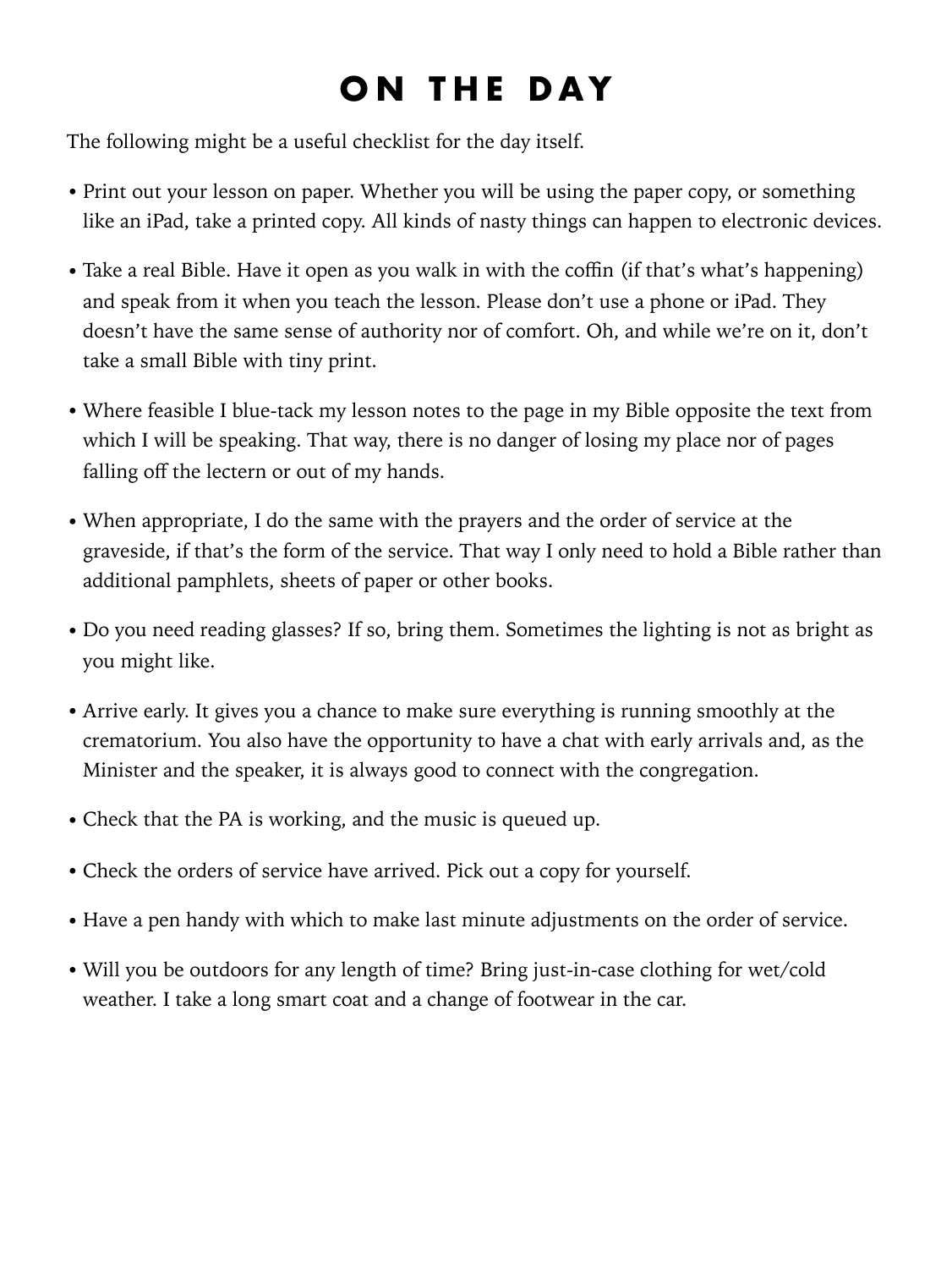# ON THE DAY

The following might be a useful checklist for the day itself.

- Print out your lesson on paper. Whether you will be using the paper copy, or something like an iPad, take a printed copy. All kinds of nasty things can happen to electronic devices.
- Take a real Bible. Have it open as you walk in with the coffin (if that's what's happening) and speak from it when you teach the lesson. Please don't use a phone or iPad. They doesn't have the same sense of authority nor of comfort. Oh, and while we're on it, don't take a small Bible with tiny print.
- Where feasible I blue-tack my lesson notes to the page in my Bible opposite the text from which I will be speaking. That way, there is no danger of losing my place nor of pages falling off the lectern or out of my hands.
- When appropriate, I do the same with the prayers and the order of service at the graveside, if that's the form of the service. That way I only need to hold a Bible rather than additional pamphlets, sheets of paper or other books.
- Do you need reading glasses? If so, bring them. Sometimes the lighting is not as bright as you might like.
- Arrive early. It gives you a chance to make sure everything is running smoothly at the crematorium. You also have the opportunity to have a chat with early arrivals and, as the Minister and the speaker, it is always good to connect with the congregation.
- Check that the PA is working, and the music is queued up.
- Check the orders of service have arrived. Pick out a copy for yourself.
- Have a pen handy with which to make last minute adjustments on the order of service.
- Will you be outdoors for any length of time? Bring just-in-case clothing for wet/cold weather. I take a long smart coat and a change of footwear in the car.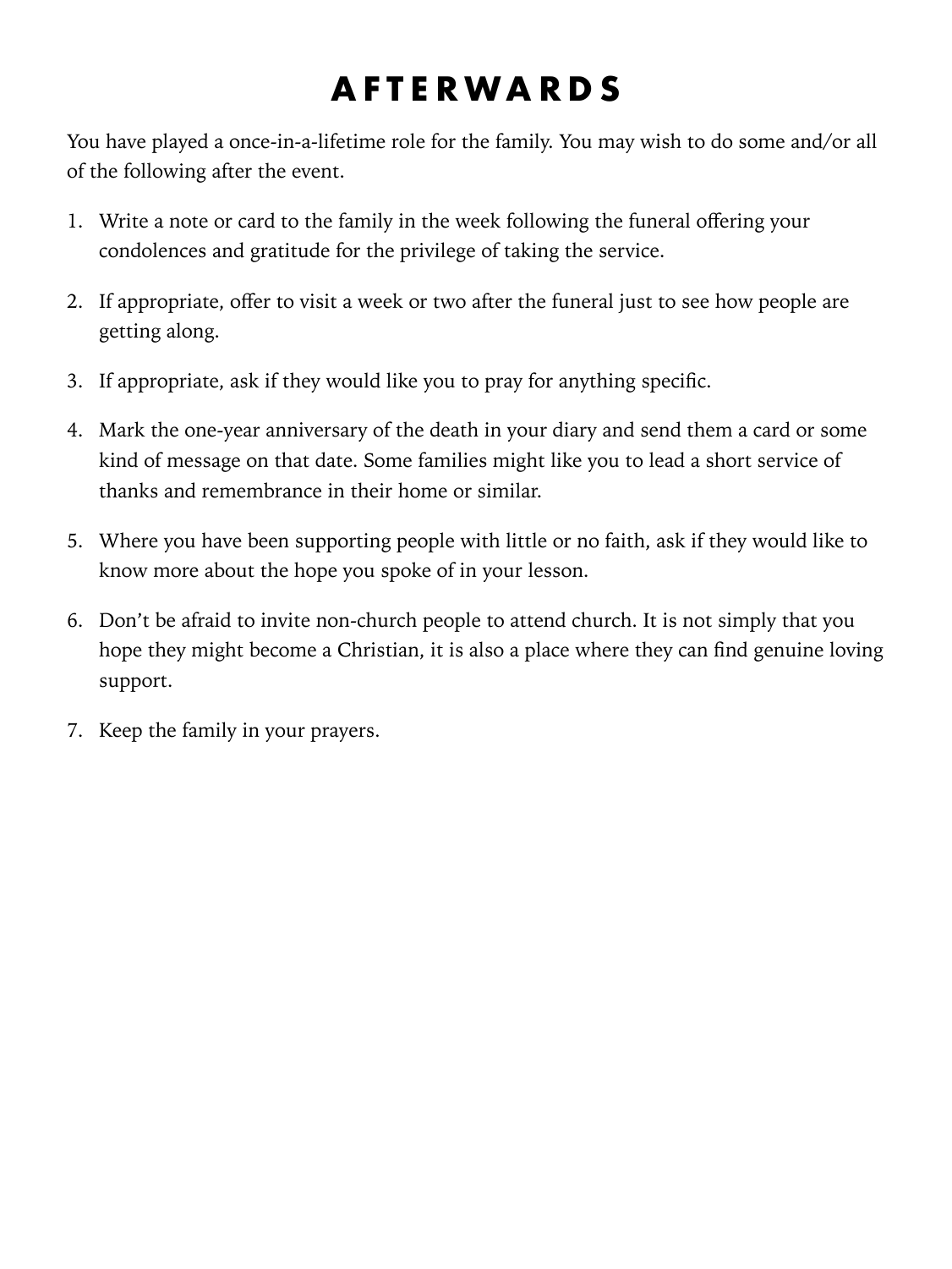# AFTERWARDS

You have played a once-in-a-lifetime role for the family. You may wish to do some and/or all of the following after the event.

1. Write a note or card to the family in the week following the funeral offering your condolences and gratitude for the privilege of taking the service.
2. If appropriate, offer to visit a week or two after the funeral just to see how people are getting along.
3. If appropriate, ask if they would like you to pray for anything specific.
4. Mark the one-year anniversary of the death in your diary and send them a card or some kind of message on that date. Some families might like you to lead a short service of thanks and remembrance in their home or similar.
5. Where you have been supporting people with little or no faith, ask if they would like to know more about the hope you spoke of in your lesson.
6. Don't be afraid to invite non-church people to attend church. It is not simply that you hope they might become a Christian, it is also a place where they can find genuine loving support.
7. Keep the family in your prayers.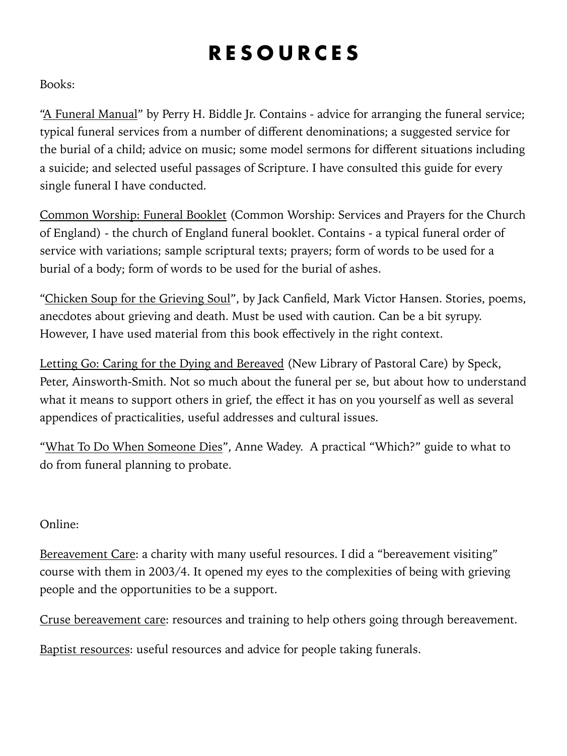# RESOURCES

Books:

"A Funeral Manual" by Perry H. Biddle Jr. Contains - advice for arranging the funeral service; typical funeral services from a number of different denominations; a suggested service for the burial of a child; advice on music; some model sermons for different situations including a suicide; and selected useful passages of Scripture. I have consulted this guide for every single funeral I have conducted.

Common Worship: Funeral Booklet (Common Worship: Services and Prayers for the Church of England) - the church of England funeral booklet. Contains - a typical funeral order of service with variations; sample scriptural texts; prayers; form of words to be used for a burial of a body; form of words to be used for the burial of ashes.

"Chicken Soup for the Grieving Soul", by Jack Canfield, Mark Victor Hansen. Stories, poems, anecdotes about grieving and death. Must be used with caution. Can be a bit syrupy. However, I have used material from this book effectively in the right context.

Letting Go: Caring for the Dying and Bereaved (New Library of Pastoral Care) by Speck, Peter, Ainsworth-Smith. Not so much about the funeral per se, but about how to understand what it means to support others in grief, the effect it has on you yourself as well as several appendices of practicalities, useful addresses and cultural issues.

"What To Do When Someone Dies", Anne Wadey. A practical "Which?" guide to what to do from funeral planning to probate.

Online:

Bereavement Care: a charity with many useful resources. I did a "bereavement visiting" course with them in 2003/4. It opened my eyes to the complexities of being with grieving people and the opportunities to be a support.

Cruse bereavement care: resources and training to help others going through bereavement.

Baptist resources: useful resources and advice for people taking funerals.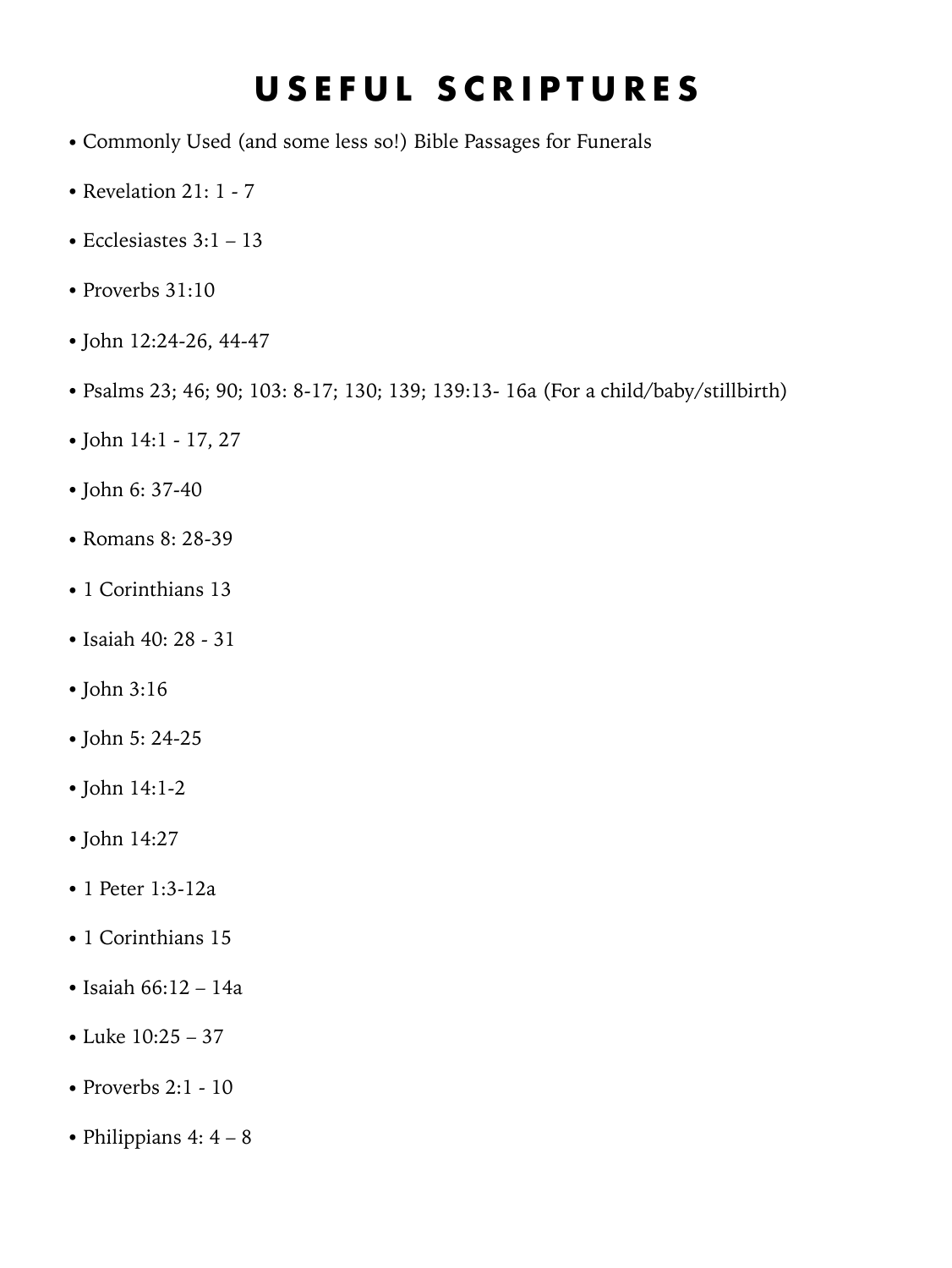# USEFUL SCRIPTURES

- Commonly Used (and some less so!) Bible Passages for Funerals
- Revelation 21: 1 - 7
- Ecclesiastes 3:1 – 13
- Proverbs 31:10
- John 12:24-26, 44-47
- Psalms 23; 46; 90; 103: 8-17; 130; 139; 139:13- 16a (For a child/baby/stillbirth)
- John 14:1 - 17, 27
- John 6: 37-40
- Romans 8: 28-39
- 1 Corinthians 13
- Isaiah 40: 28 - 31
- John 3:16
- John 5: 24-25
- John 14:1-2
- John 14:27
- 1 Peter 1:3-12a
- 1 Corinthians 15
- Isaiah 66:12 – 14a
- Luke 10:25 – 37
- Proverbs 2:1 - 10
- Philippians 4: 4 – 8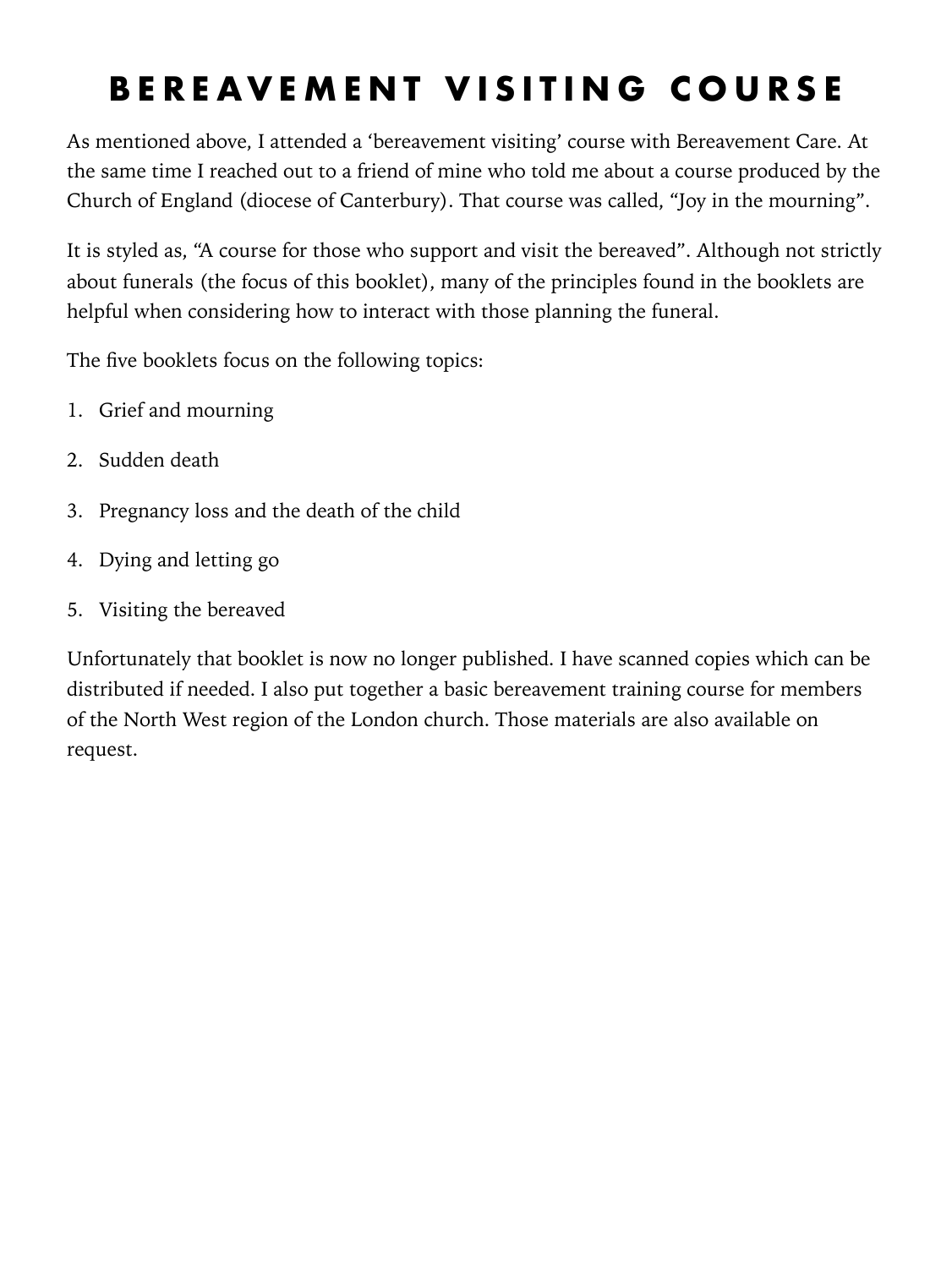# BEREAVEMENT VISITING COURSE

As mentioned above, I attended a 'bereavement visiting' course with Bereavement Care. At the same time I reached out to a friend of mine who told me about a course produced by the Church of England (diocese of Canterbury). That course was called, "Joy in the mourning".

It is styled as, "A course for those who support and visit the bereaved". Although not strictly about funerals (the focus of this booklet), many of the principles found in the booklets are helpful when considering how to interact with those planning the funeral.

The five booklets focus on the following topics:

1. Grief and mourning
2. Sudden death
3. Pregnancy loss and the death of the child
4. Dying and letting go
5. Visiting the bereaved

Unfortunately that booklet is now no longer published. I have scanned copies which can be distributed if needed. I also put together a basic bereavement training course for members of the North West region of the London church. Those materials are also available on request.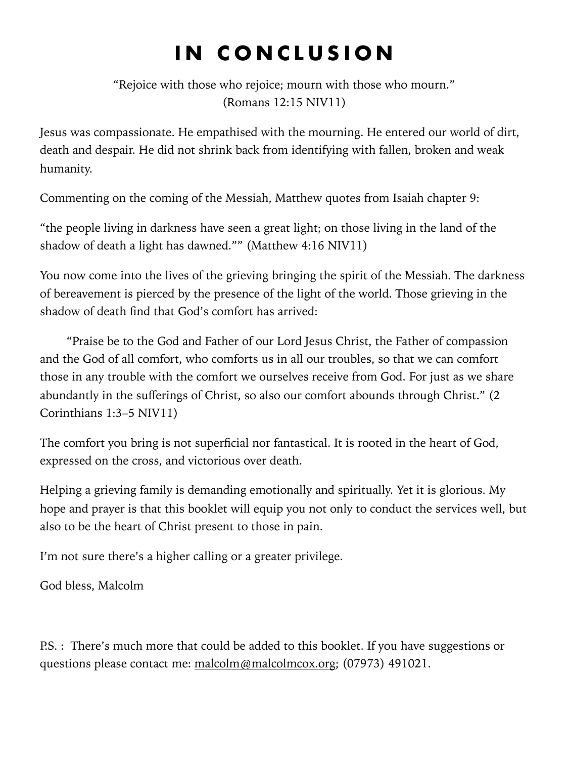# IN CONCLUSION

"Rejoice with those who rejoice; mourn with those who mourn."
(Romans 12:15 NIV11)

Jesus was compassionate. He empathised with the mourning. He entered our world of dirt, death and despair. He did not shrink back from identifying with fallen, broken and weak humanity.

Commenting on the coming of the Messiah, Matthew quotes from Isaiah chapter 9:

"the people living in darkness have seen a great light; on those living in the land of the shadow of death a light has dawned."" (Matthew 4:16 NIV11)

You now come into the lives of the grieving bringing the spirit of the Messiah. The darkness of bereavement is pierced by the presence of the light of the world. Those grieving in the shadow of death find that God's comfort has arrived:

"Praise be to the God and Father of our Lord Jesus Christ, the Father of compassion and the God of all comfort, who comforts us in all our troubles, so that we can comfort those in any trouble with the comfort we ourselves receive from God. For just as we share abundantly in the sufferings of Christ, so also our comfort abounds through Christ." (2 Corinthians 1:3–5 NIV11)

The comfort you bring is not superficial nor fantastical. It is rooted in the heart of God, expressed on the cross, and victorious over death.

Helping a grieving family is demanding emotionally and spiritually. Yet it is glorious. My hope and prayer is that this booklet will equip you not only to conduct the services well, but also to be the heart of Christ present to those in pain.

I'm not sure there's a higher calling or a greater privilege.

God bless, Malcolm

P.S. : There's much more that could be added to this booklet. If you have suggestions or questions please contact me: malcolm@malcolmcox.org; (07973) 491021.